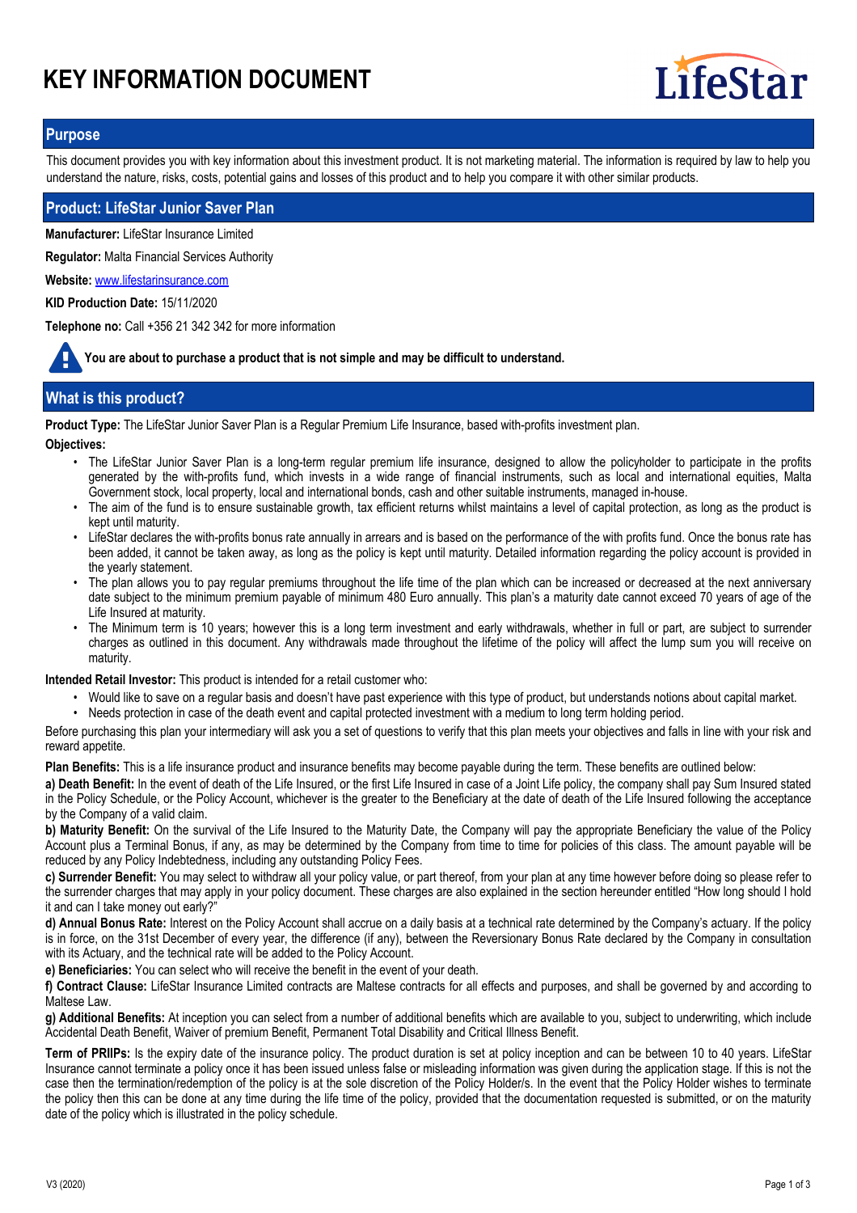# KEY INFORMATION DOCUMENT

## Purpose

This document provides you with key information about this investment product. It is not marketing material. The information is required by law to help you understand the nature, risks, costs, potential gains and losses of this product and to help you compare it with other similar products.

## Product: LifeStar Junior Saver Plan

**Manufacturer:** LifeStar Insurance Limited

**Regulator:** Malta Financial Services Authority

**Website:** [www.lifestarinsurance.com](http://www.lifestarinsurance.com)

**KID Production Date:** 15/11/2020

**Telephone no:** Call +356 21 342 342 for more information

**You are about to purchase a product that is not simple and may be difficult to understand.**

## What is this product?

**Product Type:** The LifeStar Junior Saver Plan is a Regular Premium Life Insurance, based with-profits investment plan.

**Objectives:**

- The LifeStar Junior Saver Plan is a long-term regular premium life insurance, designed to allow the policyholder to participate in the profits generated by the with-profits fund, which invests in a wide range of financial instruments, such as local and international equities, Malta Government stock, local property, local and international bonds, cash and other suitable instruments, managed in-house.
- The aim of the fund is to ensure sustainable growth, tax efficient returns whilst maintains a level of capital protection, as long as the product is kept until maturity.
- LifeStar declares the with-profits bonus rate annually in arrears and is based on the performance of the with profits fund. Once the bonus rate has been added, it cannot be taken away, as long as the policy is kept until maturity. Detailed information regarding the policy account is provided in the yearly statement.
- The plan allows you to pay regular premiums throughout the life time of the plan which can be increased or decreased at the next anniversary date subject to the minimum premium payable of minimum 480 Euro annually. This plan's a maturity date cannot exceed 70 years of age of the Life Insured at maturity.
- The Minimum term is 10 years; however this is a long term investment and early withdrawals, whether in full or part, are subject to surrender charges as outlined in this document. Any withdrawals made throughout the lifetime of the policy will affect the lump sum you will receive on maturity.

**Intended Retail Investor:** This product is intended for a retail customer who:

- Would like to save on a regular basis and doesn't have past experience with this type of product, but understands notions about capital market.
- Needs protection in case of the death event and capital protected investment with a medium to long term holding period.

Before purchasing this plan your intermediary will ask you a set of questions to verify that this plan meets your objectives and falls in line with your risk and reward appetite.

**Plan Benefits:** This is a life insurance product and insurance benefits may become payable during the term. These benefits are outlined below:

**a) Death Benefit:** In the event of death of the Life Insured, or the first Life Insured in case of a Joint Life policy, the company shall pay Sum Insured stated in the Policy Schedule, or the Policy Account, whichever is the greater to the Beneficiary at the date of death of the Life Insured following the acceptance by the Company of a valid claim.

**b) Maturity Benefit:** On the survival of the Life Insured to the Maturity Date, the Company will pay the appropriate Beneficiary the value of the Policy Account plus a Terminal Bonus, if any, as may be determined by the Company from time to time for policies of this class. The amount payable will be reduced by any Policy Indebtedness, including any outstanding Policy Fees.

**c) Surrender Benefit:** You may select to withdraw all your policy value, or part thereof, from your plan at any time however before doing so please refer to the surrender charges that may apply in your policy document. These charges are also explained in the section hereunder entitled "How long should I hold it and can I take money out early?"

**d) Annual Bonus Rate:** Interest on the Policy Account shall accrue on a daily basis at a technical rate determined by the Company's actuary. If the policy is in force, on the 31st December of every year, the difference (if any), between the Reversionary Bonus Rate declared by the Company in consultation with its Actuary, and the technical rate will be added to the Policy Account.

**e) Beneficiaries:** You can select who will receive the benefit in the event of your death.

**f) Contract Clause:** LifeStar Insurance Limited contracts are Maltese contracts for all effects and purposes, and shall be governed by and according to Maltese Law.

**g) Additional Benefits:** At inception you can select from a number of additional benefits which are available to you, subject to underwriting, which include Accidental Death Benefit, Waiver of premium Benefit, Permanent Total Disability and Critical Illness Benefit.

**Term of PRIIPs:** Is the expiry date of the insurance policy. The product duration is set at policy inception and can be between 10 to 40 years. LifeStar Insurance cannot terminate a policy once it has been issued unless false or misleading information was given during the application stage. If this is not the case then the termination/redemption of the policy is at the sole discretion of the Policy Holder/s. In the event that the Policy Holder wishes to terminate the policy then this can be done at any time during the life time of the policy, provided that the documentation requested is submitted, or on the maturity date of the policy which is illustrated in the policy schedule.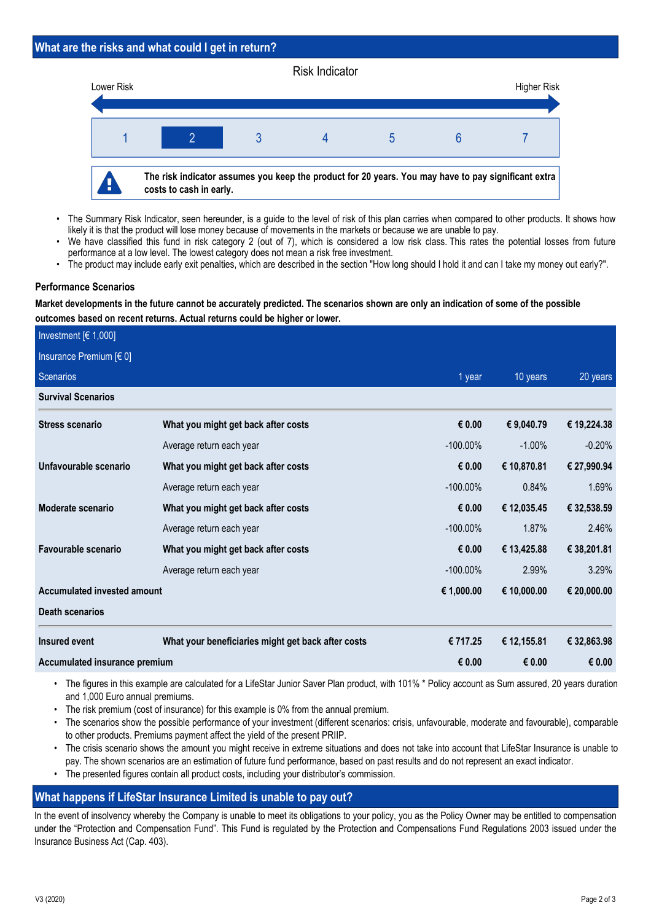## What are the risks and what could I get in return?

Risk Indicator

Lower Risk — Higher Risk

| 1 | **2** | 3 | 4 | 5 | 6 | 7 |
|---|---|---|---|---|---|---|

**The risk indicator assumes you keep the product for 20 years. You may have to pay significant extra costs to cash in early.**

- The Summary Risk Indicator, seen hereunder, is a guide to the level of risk of this plan carries when compared to other products. It shows how likely it is that the product will lose money because of movements in the markets or because we are unable to pay.
- We have classified this fund in risk category 2 (out of 7), which is considered a low risk class. This rates the potential losses from future performance at a low level. The lowest category does not mean a risk free investment.
- The product may include early exit penalties, which are described in the section "How long should I hold it and can I take my money out early?".

### Performance Scenarios

**Market developments in the future cannot be accurately predicted. The scenarios shown are only an indication of some of the possible outcomes based on recent returns. Actual returns could be higher or lower.**

| Investment [€ 1,000] | | | | |
|---|---|---|---|---|
| Insurance Premium [€ 0] | | | | |
| Scenarios | | 1 year | 10 years | 20 years |
| **Survival Scenarios** | | | | |
| **Stress scenario** | **What you might get back after costs** | **€ 0.00** | **€ 9,040.79** | **€ 19,224.38** |
| | Average return each year | -100.00% | -1.00% | -0.20% |
| **Unfavourable scenario** | **What you might get back after costs** | **€ 0.00** | **€ 10,870.81** | **€ 27,990.94** |
| | Average return each year | -100.00% | 0.84% | 1.69% |
| **Moderate scenario** | **What you might get back after costs** | **€ 0.00** | **€ 12,035.45** | **€ 32,538.59** |
| | Average return each year | -100.00% | 1.87% | 2.46% |
| **Favourable scenario** | **What you might get back after costs** | **€ 0.00** | **€ 13,425.88** | **€ 38,201.81** |
| | Average return each year | -100.00% | 2.99% | 3.29% |
| **Accumulated invested amount** | | **€ 1,000.00** | **€ 10,000.00** | **€ 20,000.00** |
| **Death scenarios** | | | | |
| **Insured event** | **What your beneficiaries might get back after costs** | **€ 717.25** | **€ 12,155.81** | **€ 32,863.98** |
| **Accumulated insurance premium** | | **€ 0.00** | **€ 0.00** | **€ 0.00** |

- The figures in this example are calculated for a LifeStar Junior Saver Plan product, with 101% * Policy account as Sum assured, 20 years duration and 1,000 Euro annual premiums.
- The risk premium (cost of insurance) for this example is 0% from the annual premium.
- The scenarios show the possible performance of your investment (different scenarios: crisis, unfavourable, moderate and favourable), comparable to other products. Premiums payment affect the yield of the present PRIIP.
- The crisis scenario shows the amount you might receive in extreme situations and does not take into account that LifeStar Insurance is unable to pay. The shown scenarios are an estimation of future fund performance, based on past results and do not represent an exact indicator.
- The presented figures contain all product costs, including your distributor's commission.

## What happens if LifeStar Insurance Limited is unable to pay out?

In the event of insolvency whereby the Company is unable to meet its obligations to your policy, you as the Policy Owner may be entitled to compensation under the "Protection and Compensation Fund". This Fund is regulated by the Protection and Compensations Fund Regulations 2003 issued under the Insurance Business Act (Cap. 403).

V3 (2020)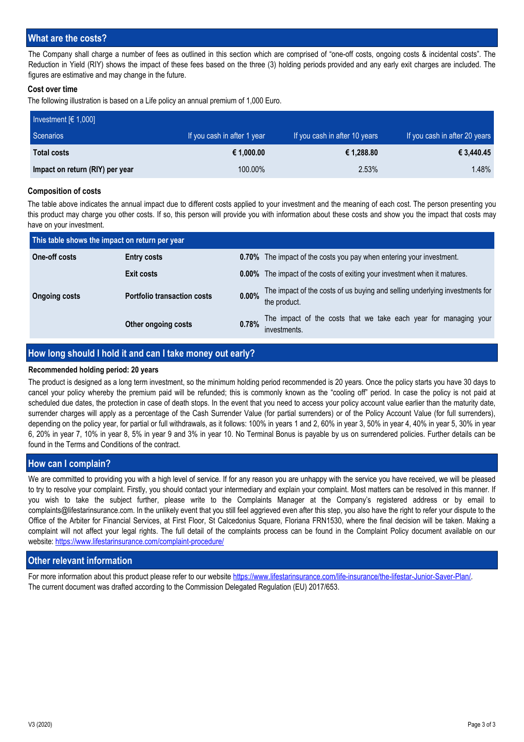## What are the costs?

The Company shall charge a number of fees as outlined in this section which are comprised of "one-off costs, ongoing costs & incidental costs". The Reduction in Yield (RIY) shows the impact of these fees based on the three (3) holding periods provided and any early exit charges are included. The figures are estimative and may change in the future.

### Cost over time

The following illustration is based on a Life policy an annual premium of 1,000 Euro.

| Investment [€ 1,000] | | | |
|---|---|---|---|
| Scenarios | If you cash in after 1 year | If you cash in after 10 years | If you cash in after 20 years |
| **Total costs** | **€ 1,000.00** | **€ 1,288.80** | **€ 3,440.45** |
| **Impact on return (RIY) per year** | 100.00% | 2.53% | 1.48% |

### Composition of costs

The table above indicates the annual impact due to different costs applied to your investment and the meaning of each cost. The person presenting you this product may charge you other costs. If so, this person will provide you with information about these costs and show you the impact that costs may have on your investment.

| This table shows the impact on return per year | | | |
|---|---|---|---|
| **One-off costs** | **Entry costs** | **0.70%** | The impact of the costs you pay when entering your investment. |
| | **Exit costs** | **0.00%** | The impact of the costs of exiting your investment when it matures. |
| **Ongoing costs** | **Portfolio transaction costs** | **0.00%** | The impact of the costs of us buying and selling underlying investments for the product. |
| | **Other ongoing costs** | **0.78%** | The impact of the costs that we take each year for managing your investments. |

## How long should I hold it and can I take money out early?

**Recommended holding period: 20 years**

The product is designed as a long term investment, so the minimum holding period recommended is 20 years. Once the policy starts you have 30 days to cancel your policy whereby the premium paid will be refunded; this is commonly known as the "cooling off" period. In case the policy is not paid at scheduled due dates, the protection in case of death stops. In the event that you need to access your policy account value earlier than the maturity date, surrender charges will apply as a percentage of the Cash Surrender Value (for partial surrenders) or of the Policy Account Value (for full surrenders), depending on the policy year, for partial or full withdrawals, as it follows: 100% in years 1 and 2, 60% in year 3, 50% in year 4, 40% in year 5, 30% in year 6, 20% in year 7, 10% in year 8, 5% in year 9 and 3% in year 10. No Terminal Bonus is payable by us on surrendered policies. Further details can be found in the Terms and Conditions of the contract.

## How can I complain?

We are committed to providing you with a high level of service. If for any reason you are unhappy with the service you have received, we will be pleased to try to resolve your complaint. Firstly, you should contact your intermediary and explain your complaint. Most matters can be resolved in this manner. If you wish to take the subject further, please write to the Complaints Manager at the Company's registered address or by email to complaints@lifestarinsurance.com. In the unlikely event that you still feel aggrieved even after this step, you also have the right to refer your dispute to the Office of the Arbiter for Financial Services, at First Floor, St Calcedonius Square, Floriana FRN1530, where the final decision will be taken. Making a complaint will not affect your legal rights. The full detail of the complaints process can be found in the Complaint Policy document available on our website: https://www.lifestarinsurance.com/complaint-procedure/

## Other relevant information

For more information about this product please refer to our website https://www.lifestarinsurance.com/life-insurance/the-lifestar-Junior-Saver-Plan/.
The current document was drafted according to the Commission Delegated Regulation (EU) 2017/653.

V3 (2020)